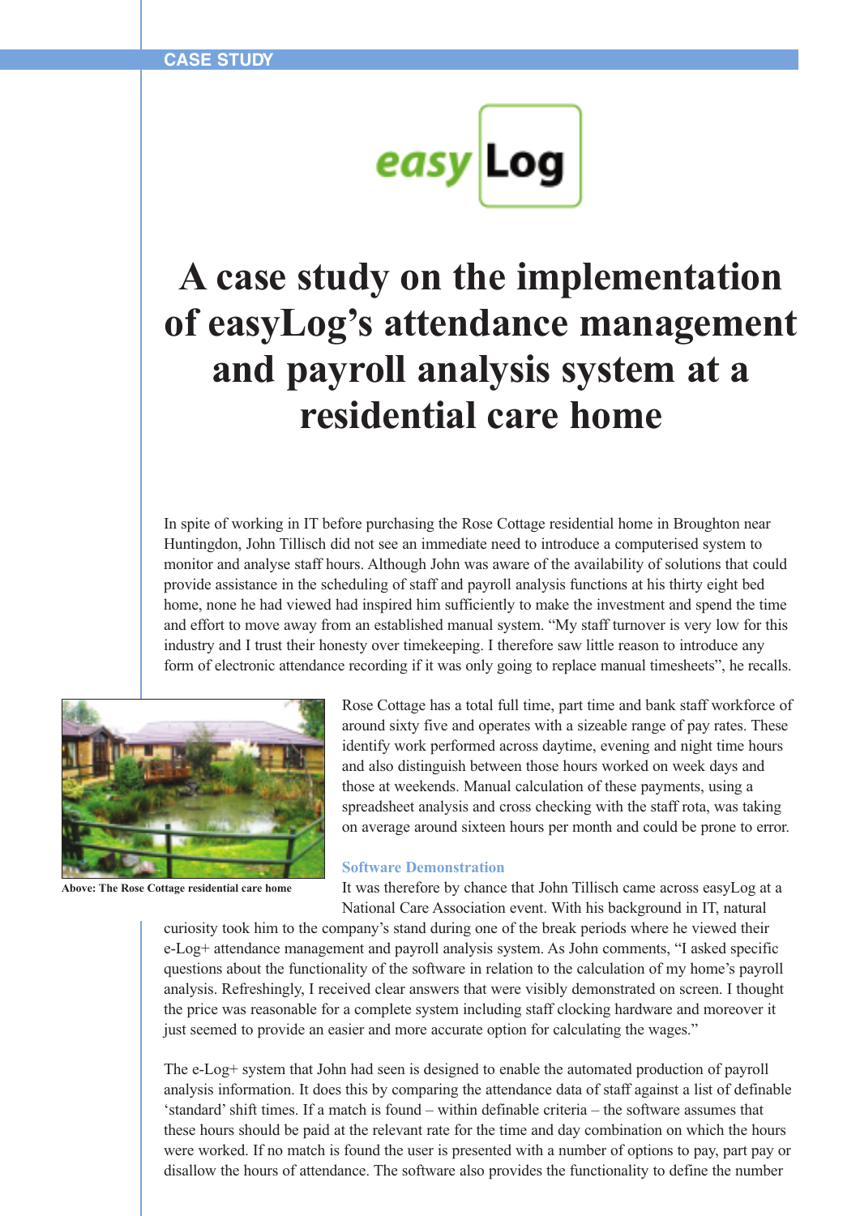CASE STUDY

easy Log

# A case study on the implementation of easyLog's attendance management and payroll analysis system at a residential care home

In spite of working in IT before purchasing the Rose Cottage residential home in Broughton near Huntingdon, John Tillisch did not see an immediate need to introduce a computerised system to monitor and analyse staff hours. Although John was aware of the availability of solutions that could provide assistance in the scheduling of staff and payroll analysis functions at his thirty eight bed home, none he had viewed had inspired him sufficiently to make the investment and spend the time and effort to move away from an established manual system. "My staff turnover is very low for this industry and I trust their honesty over timekeeping. I therefore saw little reason to introduce any form of electronic attendance recording if it was only going to replace manual timesheets", he recalls.

Above: The Rose Cottage residential care home

Rose Cottage has a total full time, part time and bank staff workforce of around sixty five and operates with a sizeable range of pay rates. These identify work performed across daytime, evening and night time hours and also distinguish between those hours worked on week days and those at weekends. Manual calculation of these payments, using a spreadsheet analysis and cross checking with the staff rota, was taking on average around sixteen hours per month and could be prone to error.

## Software Demonstration

It was therefore by chance that John Tillisch came across easyLog at a National Care Association event. With his background in IT, natural curiosity took him to the company's stand during one of the break periods where he viewed their e-Log+ attendance management and payroll analysis system. As John comments, "I asked specific questions about the functionality of the software in relation to the calculation of my home's payroll analysis. Refreshingly, I received clear answers that were visibly demonstrated on screen. I thought the price was reasonable for a complete system including staff clocking hardware and moreover it just seemed to provide an easier and more accurate option for calculating the wages."

The e-Log+ system that John had seen is designed to enable the automated production of payroll analysis information. It does this by comparing the attendance data of staff against a list of definable 'standard' shift times. If a match is found – within definable criteria – the software assumes that these hours should be paid at the relevant rate for the time and day combination on which the hours were worked. If no match is found the user is presented with a number of options to pay, part pay or disallow the hours of attendance. The software also provides the functionality to define the number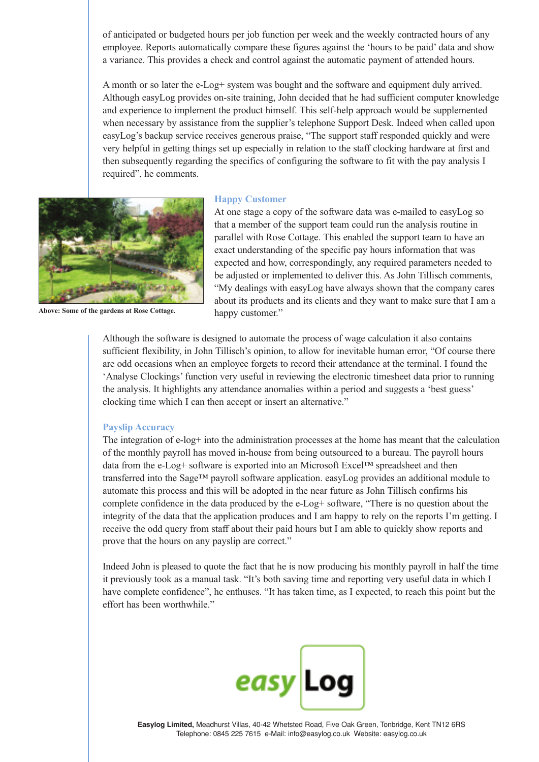of anticipated or budgeted hours per job function per week and the weekly contracted hours of any employee. Reports automatically compare these figures against the 'hours to be paid' data and show a variance. This provides a check and control against the automatic payment of attended hours.

A month or so later the e-Log+ system was bought and the software and equipment duly arrived. Although easyLog provides on-site training, John decided that he had sufficient computer knowledge and experience to implement the product himself. This self-help approach would be supplemented when necessary by assistance from the supplier's telephone Support Desk. Indeed when called upon easyLog's backup service receives generous praise, "The support staff responded quickly and were very helpful in getting things set up especially in relation to the staff clocking hardware at first and then subsequently regarding the specifics of configuring the software to fit with the pay analysis I required", he comments.

Above: Some of the gardens at Rose Cottage.

### Happy Customer

At one stage a copy of the software data was e-mailed to easyLog so that a member of the support team could run the analysis routine in parallel with Rose Cottage. This enabled the support team to have an exact understanding of the specific pay hours information that was expected and how, correspondingly, any required parameters needed to be adjusted or implemented to deliver this. As John Tillisch comments, "My dealings with easyLog have always shown that the company cares about its products and its clients and they want to make sure that I am a happy customer."

Although the software is designed to automate the process of wage calculation it also contains sufficient flexibility, in John Tillisch's opinion, to allow for inevitable human error, "Of course there are odd occasions when an employee forgets to record their attendance at the terminal. I found the 'Analyse Clockings' function very useful in reviewing the electronic timesheet data prior to running the analysis. It highlights any attendance anomalies within a period and suggests a 'best guess' clocking time which I can then accept or insert an alternative."

### Payslip Accuracy

The integration of e-log+ into the administration processes at the home has meant that the calculation of the monthly payroll has moved in-house from being outsourced to a bureau. The payroll hours data from the e-Log+ software is exported into an Microsoft Excel™ spreadsheet and then transferred into the Sage™ payroll software application. easyLog provides an additional module to automate this process and this will be adopted in the near future as John Tillisch confirms his complete confidence in the data produced by the e-Log+ software, "There is no question about the integrity of the data that the application produces and I am happy to rely on the reports I'm getting. I receive the odd query from staff about their paid hours but I am able to quickly show reports and prove that the hours on any payslip are correct."

Indeed John is pleased to quote the fact that he is now producing his monthly payroll in half the time it previously took as a manual task. "It's both saving time and reporting very useful data in which I have complete confidence", he enthuses. "It has taken time, as I expected, to reach this point but the effort has been worthwhile."

easy Log

**Easylog Limited,** Meadhurst Villas, 40-42 Whetsted Road, Five Oak Green, Tonbridge, Kent TN12 6RS
Telephone: 0845 225 7615 e-Mail: info@easylog.co.uk Website: easylog.co.uk